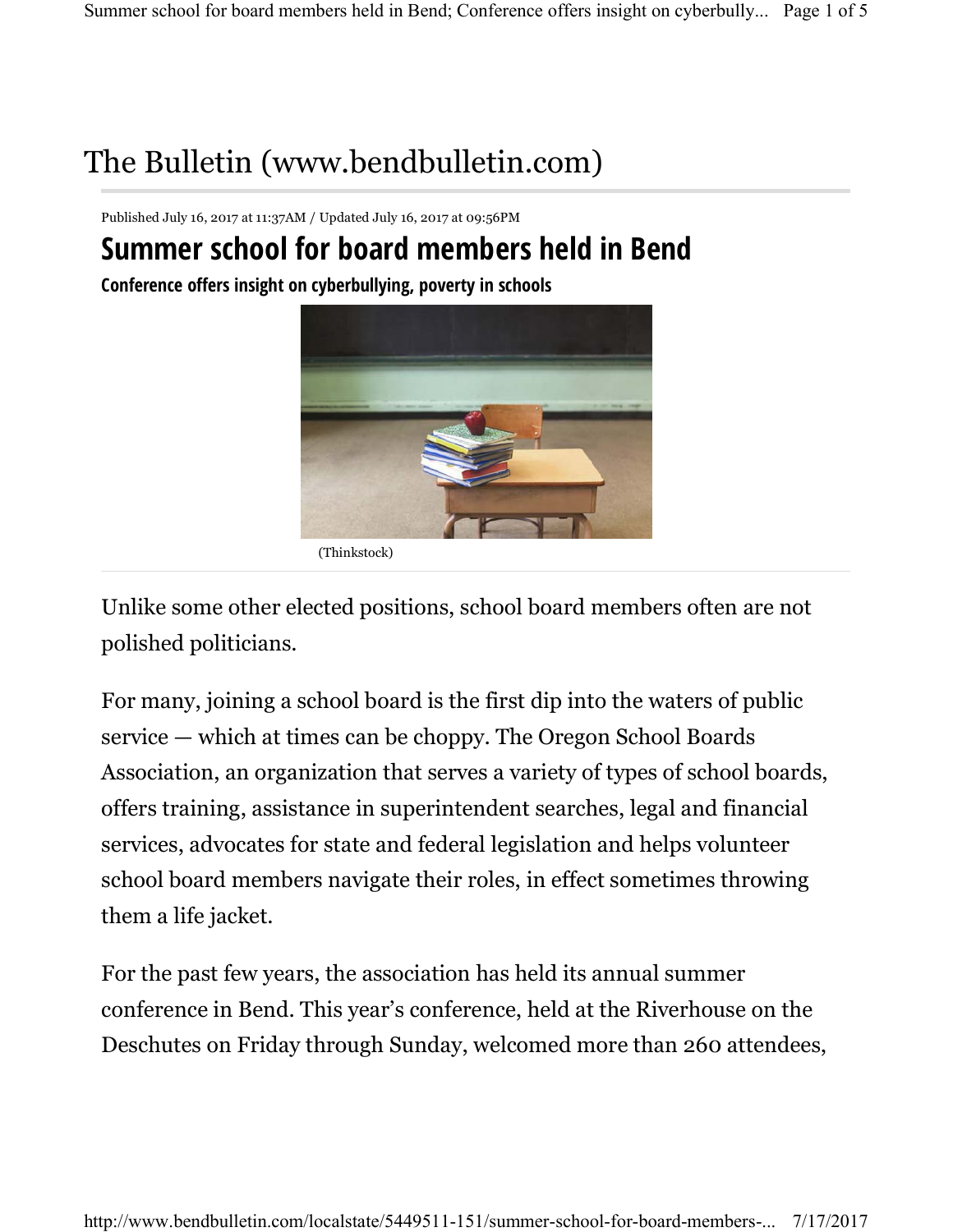# The Bulletin (www.bendbulletin.com)

Published July 16, 2017 at 11:37AM / Updated July 16, 2017 at 09:56PM

## Summer school for board members held in Bend

**Conference offers insight on cyberbullying, poverty in schools**

(Thinkstock)

Unlike some other elected positions, school board members often are not polished politicians.

For many, joining a school board is the first dip into the waters of public service — which at times can be choppy. The Oregon School Boards Association, an organization that serves a variety of types of school boards, offers training, assistance in superintendent searches, legal and financial services, advocates for state and federal legislation and helps volunteer school board members navigate their roles, in effect sometimes throwing them a life jacket.

For the past few years, the association has held its annual summer conference in Bend. This year's conference, held at the Riverhouse on the Deschutes on Friday through Sunday, welcomed more than 260 attendees,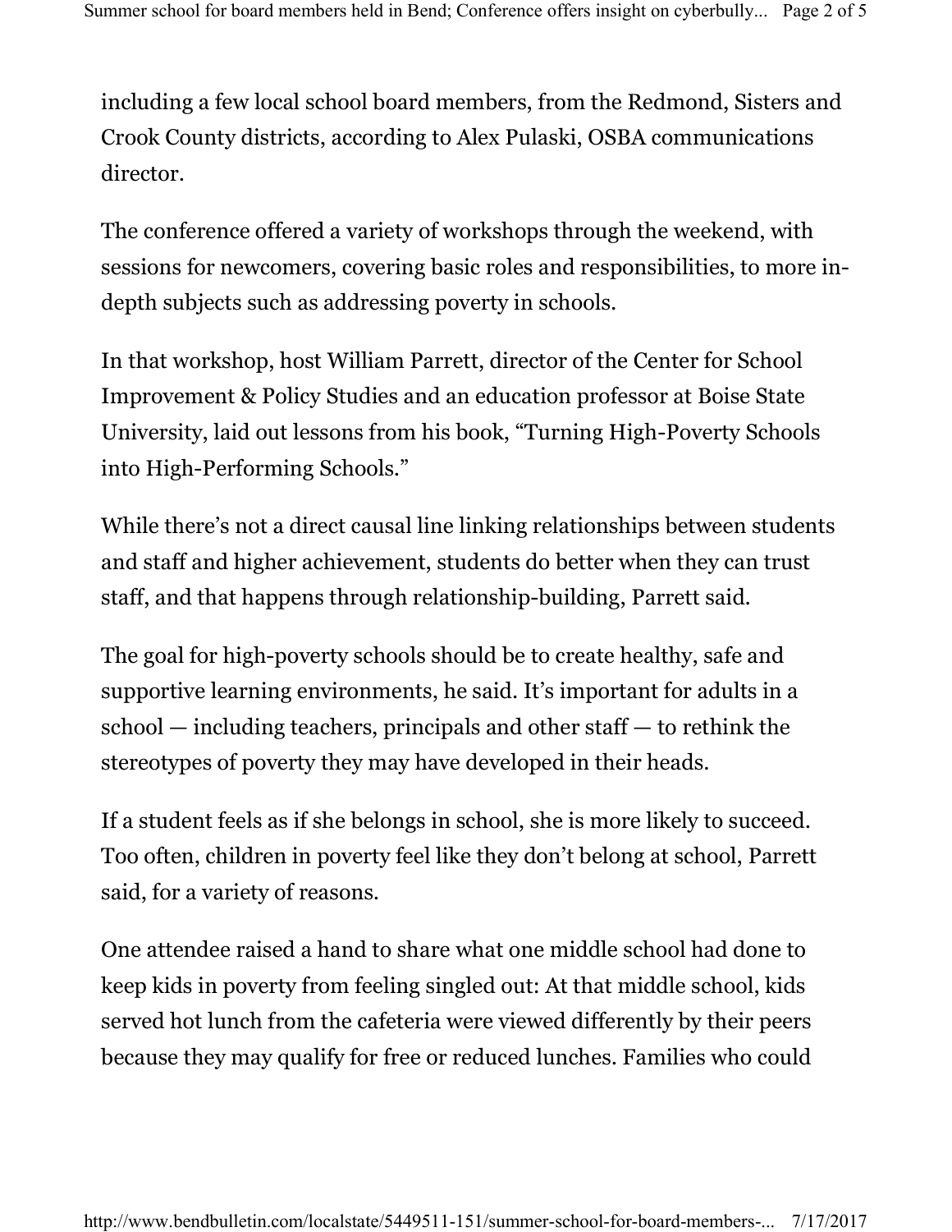including a few local school board members, from the Redmond, Sisters and Crook County districts, according to Alex Pulaski, OSBA communications director.

The conference offered a variety of workshops through the weekend, with sessions for newcomers, covering basic roles and responsibilities, to more in-depth subjects such as addressing poverty in schools.

In that workshop, host William Parrett, director of the Center for School Improvement & Policy Studies and an education professor at Boise State University, laid out lessons from his book, “Turning High-Poverty Schools into High-Performing Schools.”

While there’s not a direct causal line linking relationships between students and staff and higher achievement, students do better when they can trust staff, and that happens through relationship-building, Parrett said.

The goal for high-poverty schools should be to create healthy, safe and supportive learning environments, he said. It’s important for adults in a school — including teachers, principals and other staff — to rethink the stereotypes of poverty they may have developed in their heads.

If a student feels as if she belongs in school, she is more likely to succeed. Too often, children in poverty feel like they don’t belong at school, Parrett said, for a variety of reasons.

One attendee raised a hand to share what one middle school had done to keep kids in poverty from feeling singled out: At that middle school, kids served hot lunch from the cafeteria were viewed differently by their peers because they may qualify for free or reduced lunches. Families who could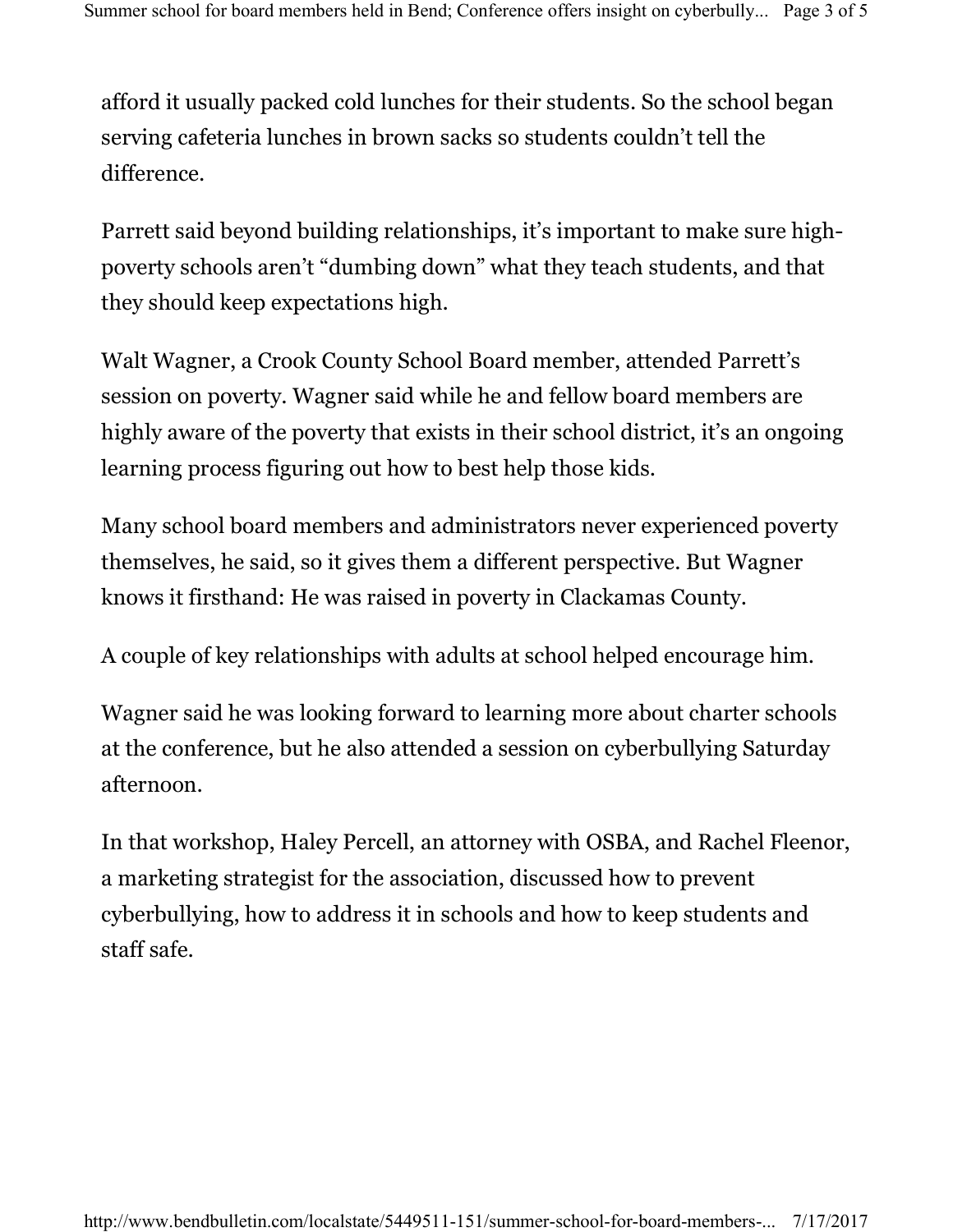afford it usually packed cold lunches for their students. So the school began serving cafeteria lunches in brown sacks so students couldn't tell the difference.

Parrett said beyond building relationships, it's important to make sure high-poverty schools aren't "dumbing down" what they teach students, and that they should keep expectations high.

Walt Wagner, a Crook County School Board member, attended Parrett's session on poverty. Wagner said while he and fellow board members are highly aware of the poverty that exists in their school district, it's an ongoing learning process figuring out how to best help those kids.

Many school board members and administrators never experienced poverty themselves, he said, so it gives them a different perspective. But Wagner knows it firsthand: He was raised in poverty in Clackamas County.

A couple of key relationships with adults at school helped encourage him.

Wagner said he was looking forward to learning more about charter schools at the conference, but he also attended a session on cyberbullying Saturday afternoon.

In that workshop, Haley Percell, an attorney with OSBA, and Rachel Fleenor, a marketing strategist for the association, discussed how to prevent cyberbullying, how to address it in schools and how to keep students and staff safe.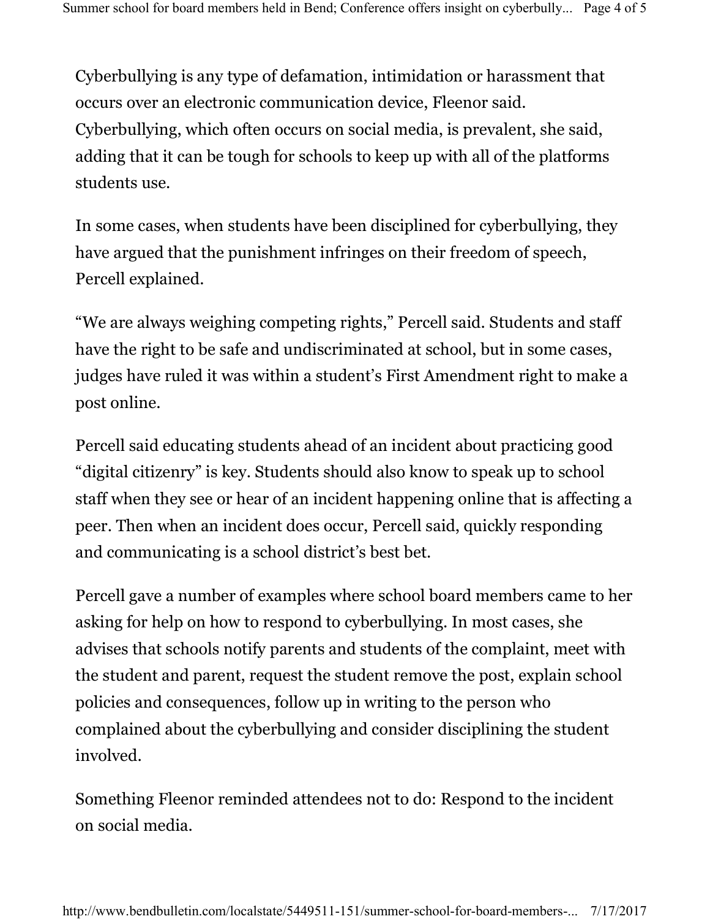Cyberbullying is any type of defamation, intimidation or harassment that occurs over an electronic communication device, Fleenor said. Cyberbullying, which often occurs on social media, is prevalent, she said, adding that it can be tough for schools to keep up with all of the platforms students use.

In some cases, when students have been disciplined for cyberbullying, they have argued that the punishment infringes on their freedom of speech, Percell explained.

"We are always weighing competing rights," Percell said. Students and staff have the right to be safe and undiscriminated at school, but in some cases, judges have ruled it was within a student's First Amendment right to make a post online.

Percell said educating students ahead of an incident about practicing good "digital citizenry" is key. Students should also know to speak up to school staff when they see or hear of an incident happening online that is affecting a peer. Then when an incident does occur, Percell said, quickly responding and communicating is a school district's best bet.

Percell gave a number of examples where school board members came to her asking for help on how to respond to cyberbullying. In most cases, she advises that schools notify parents and students of the complaint, meet with the student and parent, request the student remove the post, explain school policies and consequences, follow up in writing to the person who complained about the cyberbullying and consider disciplining the student involved.

Something Fleenor reminded attendees not to do: Respond to the incident on social media.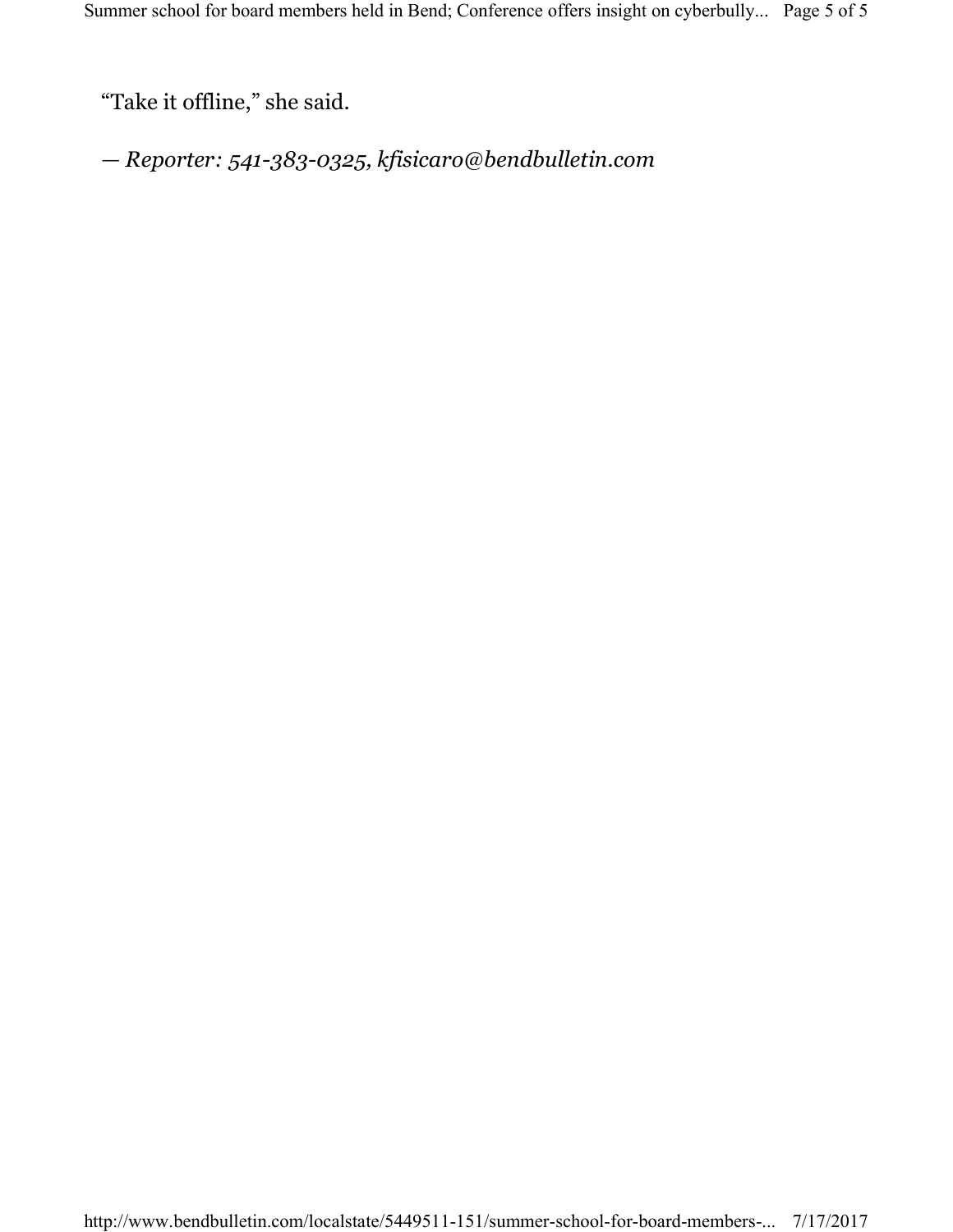"Take it offline," she said.

*— Reporter: 541-383-0325, kfisicaro@bendbulletin.com*